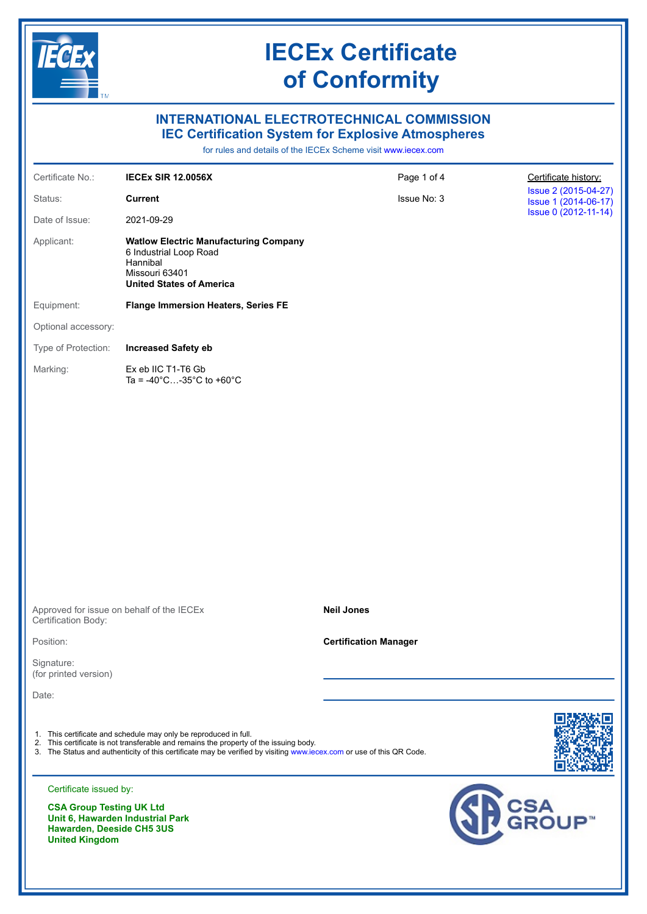# IECEx Certificate of Conformity

## INTERNATIONAL ELECTROTECHNICAL COMMISSION
## IEC Certification System for Explosive Atmospheres

for rules and details of the IECEx Scheme visit www.iecex.com

| | | | |
|---|---|---|---|
| Certificate No.: | **IECEx SIR 12.0056X** | Page 1 of 4 | Certificate history: |
| Status: | **Current** | Issue No: 3 | Issue 2 (2015-04-27)<br>Issue 1 (2014-06-17)<br>Issue 0 (2012-11-14) |
| Date of Issue: | 2021-09-29 | | |
| Applicant: | **Watlow Electric Manufacturing Company**<br>6 Industrial Loop Road<br>Hannibal<br>Missouri 63401<br>**United States of America** | | |
| Equipment: | **Flange Immersion Heaters, Series FE** | | |
| Optional accessory: | | | |
| Type of Protection: | **Increased Safety eb** | | |
| Marking: | Ex eb IIC T1-T6 Gb<br>Ta = -40°C…-35°C to +60°C | | |

| | |
|---|---|
| Approved for issue on behalf of the IECEx Certification Body: | **Neil Jones** |
| Position: | **Certification Manager** |
| Signature: (for printed version) | |
| Date: | |

1. This certificate and schedule may only be reproduced in full.
2. This certificate is not transferable and remains the property of the issuing body.
3. The Status and authenticity of this certificate may be verified by visiting www.iecex.com or use of this QR Code.

Certificate issued by:

**CSA Group Testing UK Ltd**
**Unit 6, Hawarden Industrial Park**
**Hawarden, Deeside CH5 3US**
**United Kingdom**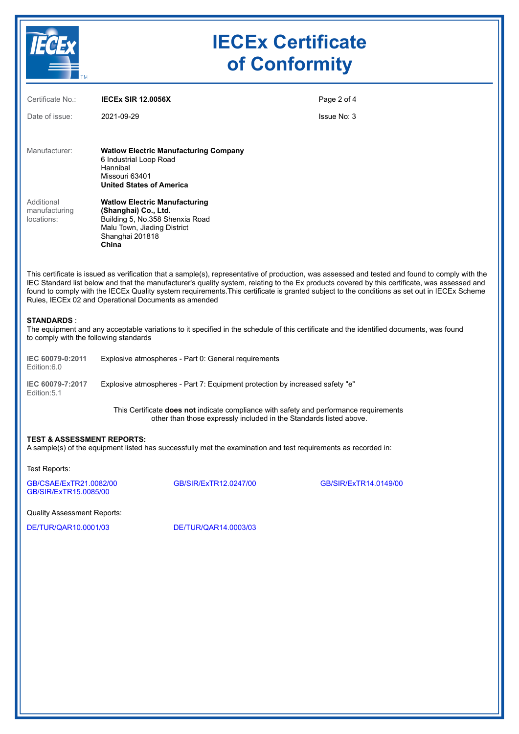# IECEx Certificate of Conformity

Certificate No.: **IECEx SIR 12.0056X**

Date of issue: 2021-09-29

Issue No: 3

Manufacturer: **Watlow Electric Manufacturing Company**
6 Industrial Loop Road
Hannibal
Missouri 63401
**United States of America**

Additional manufacturing locations: **Watlow Electric Manufacturing (Shanghai) Co., Ltd.**
Building 5, No.358 Shenxia Road
Malu Town, Jiading District
Shanghai 201818
**China**

This certificate is issued as verification that a sample(s), representative of production, was assessed and tested and found to comply with the IEC Standard list below and that the manufacturer's quality system, relating to the Ex products covered by this certificate, was assessed and found to comply with the IECEx Quality system requirements.This certificate is granted subject to the conditions as set out in IECEx Scheme Rules, IECEx 02 and Operational Documents as amended

**STANDARDS** :
The equipment and any acceptable variations to it specified in the schedule of this certificate and the identified documents, was found to comply with the following standards

| | |
|---|---|
| **IEC 60079-0:2011** Edition:6.0 | Explosive atmospheres - Part 0: General requirements |
| **IEC 60079-7:2017** Edition:5.1 | Explosive atmospheres - Part 7: Equipment protection by increased safety "e" |

This Certificate **does not** indicate compliance with safety and performance requirements other than those expressly included in the Standards listed above.

**TEST & ASSESSMENT REPORTS:**
A sample(s) of the equipment listed has successfully met the examination and test requirements as recorded in:

Test Reports:

GB/CSAE/ExTR21.0082/00
GB/SIR/ExTR12.0247/00
GB/SIR/ExTR14.0149/00
GB/SIR/ExTR15.0085/00

Quality Assessment Reports:

DE/TUR/QAR10.0001/03
DE/TUR/QAR14.0003/03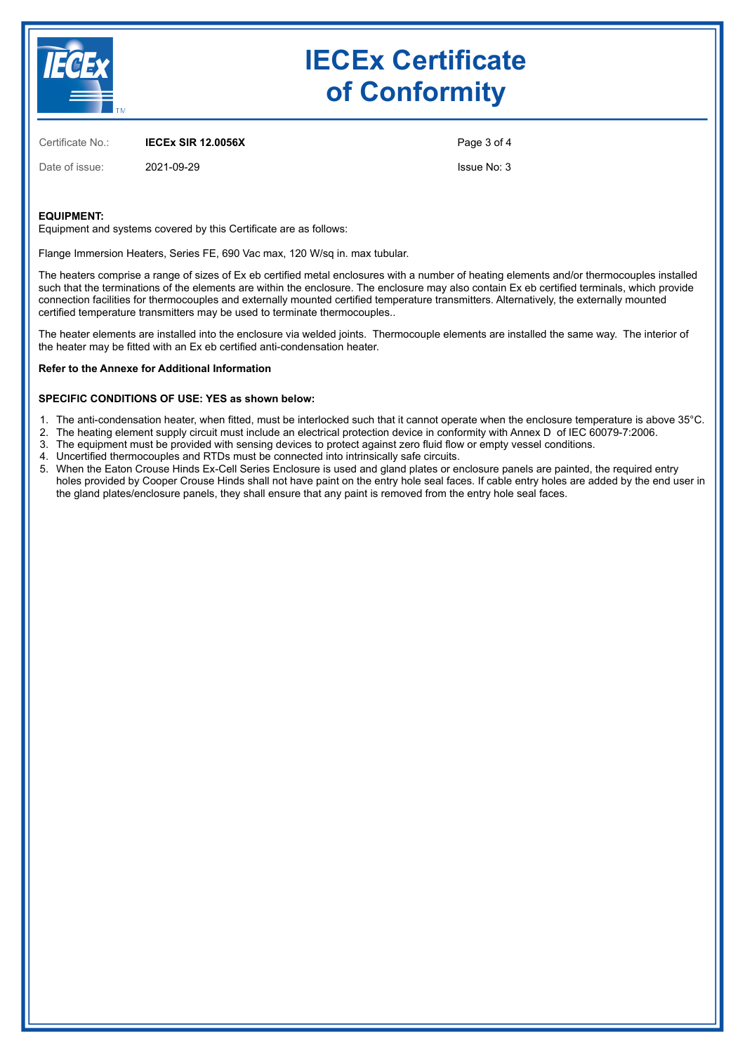# IECEx Certificate of Conformity

Certificate No.: **IECEx SIR 12.0056X**

Date of issue: 2021-09-29

Issue No: 3

**EQUIPMENT:**
Equipment and systems covered by this Certificate are as follows:

Flange Immersion Heaters, Series FE, 690 Vac max, 120 W/sq in. max tubular.

The heaters comprise a range of sizes of Ex eb certified metal enclosures with a number of heating elements and/or thermocouples installed such that the terminations of the elements are within the enclosure. The enclosure may also contain Ex eb certified terminals, which provide connection facilities for thermocouples and externally mounted certified temperature transmitters. Alternatively, the externally mounted certified temperature transmitters may be used to terminate thermocouples..

The heater elements are installed into the enclosure via welded joints. Thermocouple elements are installed the same way. The interior of the heater may be fitted with an Ex eb certified anti-condensation heater.

**Refer to the Annexe for Additional Information**

**SPECIFIC CONDITIONS OF USE: YES as shown below:**

1. The anti-condensation heater, when fitted, must be interlocked such that it cannot operate when the enclosure temperature is above 35°C.
2. The heating element supply circuit must include an electrical protection device in conformity with Annex D of IEC 60079-7:2006.
3. The equipment must be provided with sensing devices to protect against zero fluid flow or empty vessel conditions.
4. Uncertified thermocouples and RTDs must be connected into intrinsically safe circuits.
5. When the Eaton Crouse Hinds Ex-Cell Series Enclosure is used and gland plates or enclosure panels are painted, the required entry holes provided by Cooper Crouse Hinds shall not have paint on the entry hole seal faces. If cable entry holes are added by the end user in the gland plates/enclosure panels, they shall ensure that any paint is removed from the entry hole seal faces.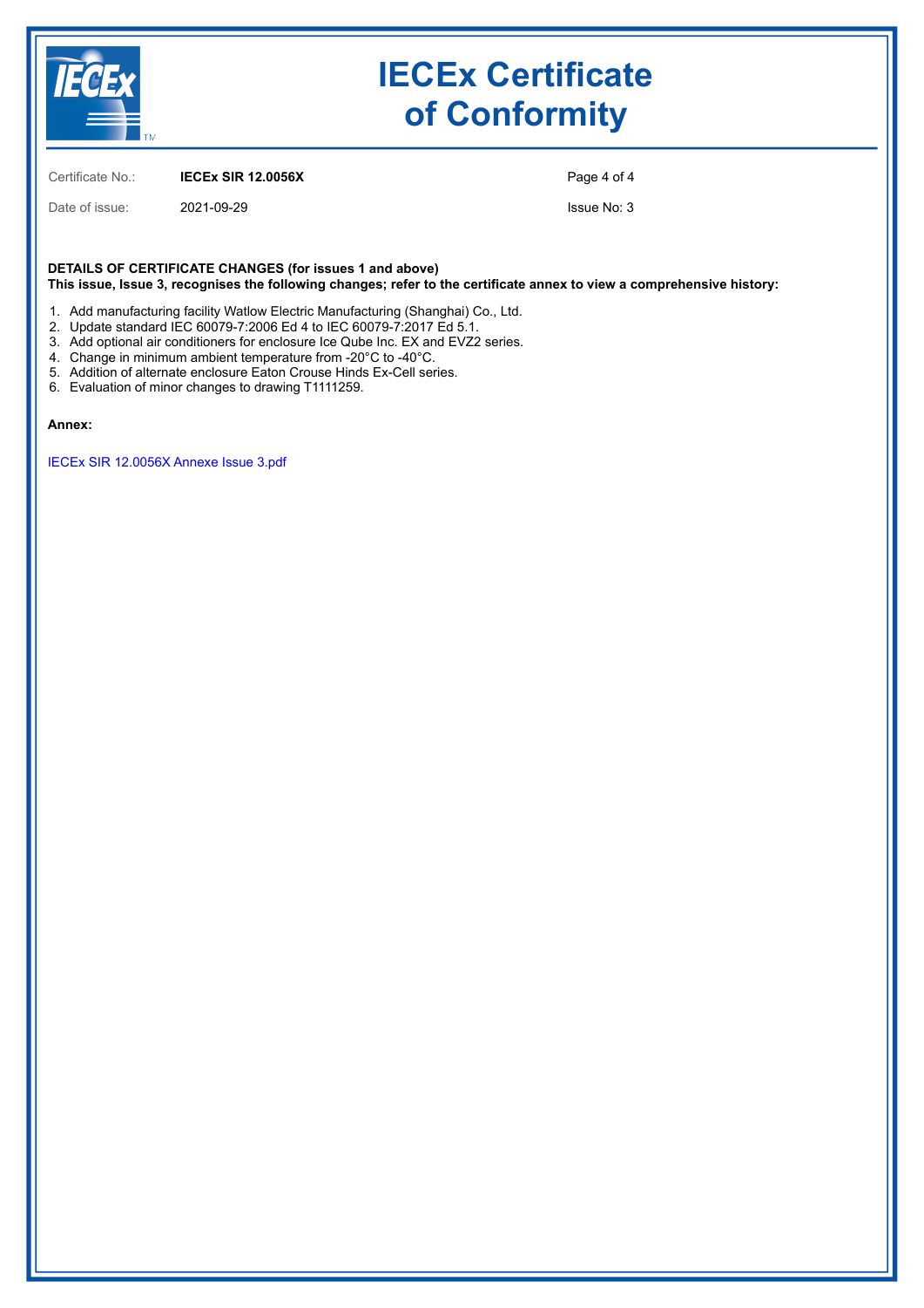# IECEx Certificate of Conformity

| | | | |
|---|---|---|---|
| Certificate No.: | **IECEx SIR 12.0056X** | | |
| Date of issue: | 2021-09-29 | | Issue No: 3 |

**DETAILS OF CERTIFICATE CHANGES (for issues 1 and above)**
**This issue, Issue 3, recognises the following changes; refer to the certificate annex to view a comprehensive history:**

1. Add manufacturing facility Watlow Electric Manufacturing (Shanghai) Co., Ltd.
2. Update standard IEC 60079-7:2006 Ed 4 to IEC 60079-7:2017 Ed 5.1.
3. Add optional air conditioners for enclosure Ice Qube Inc. EX and EVZ2 series.
4. Change in minimum ambient temperature from -20°C to -40°C.
5. Addition of alternate enclosure Eaton Crouse Hinds Ex-Cell series.
6. Evaluation of minor changes to drawing T1111259.

**Annex:**

IECEx SIR 12.0056X Annexe Issue 3.pdf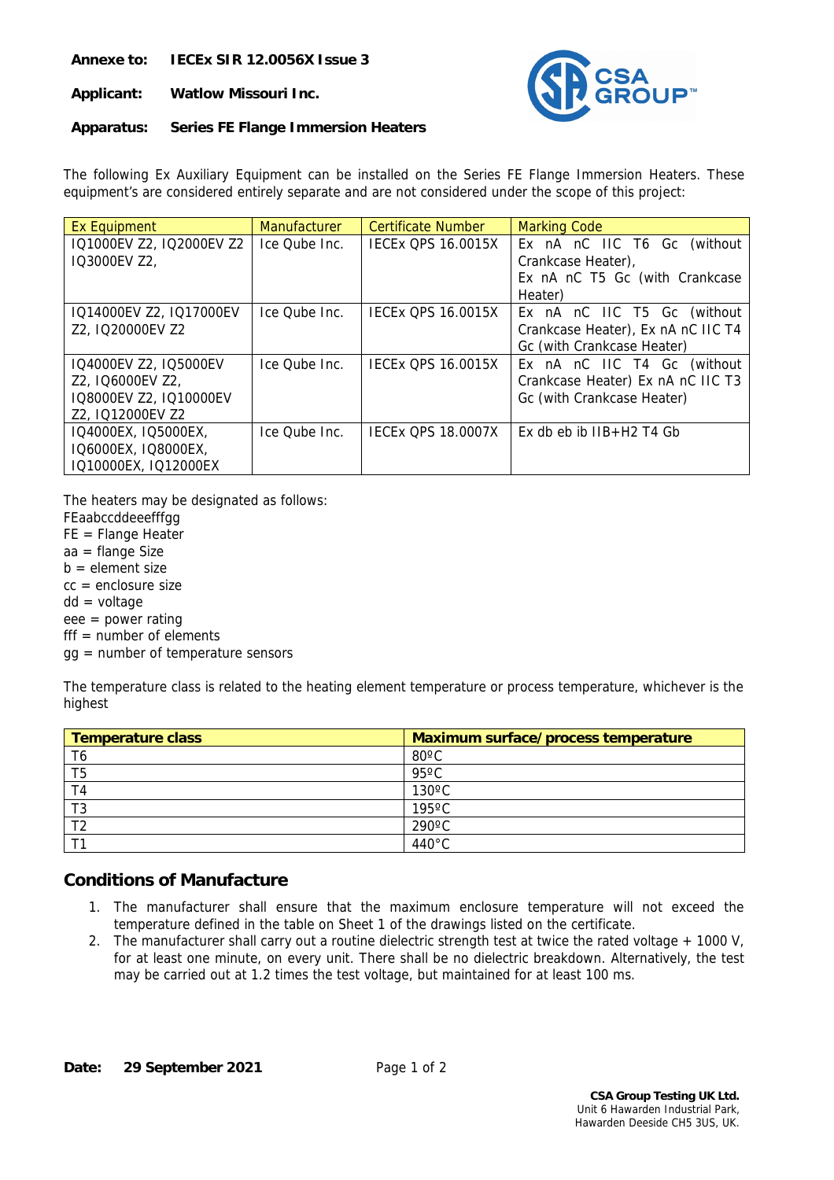**Annexe to:** **IECEx SIR 12.0056X Issue 3**

**Applicant:** **Watlow Missouri Inc.**

**Apparatus:** **Series FE Flange Immersion Heaters**

The following Ex Auxiliary Equipment can be installed on the Series FE Flange Immersion Heaters. These equipment's are considered entirely separate and are not considered under the scope of this project:

| Ex Equipment | Manufacturer | Certificate Number | Marking Code |
|---|---|---|---|
| IQ1000EV Z2, IQ2000EV Z2 IQ3000EV Z2, | Ice Qube Inc. | IECEx QPS 16.0015X | Ex nA nC IIC T6 Gc (without Crankcase Heater), Ex nA nC T5 Gc (with Crankcase Heater) |
| IQ14000EV Z2, IQ17000EV Z2, IQ20000EV Z2 | Ice Qube Inc. | IECEx QPS 16.0015X | Ex nA nC IIC T5 Gc (without Crankcase Heater), Ex nA nC IIC T4 Gc (with Crankcase Heater) |
| IQ4000EV Z2, IQ5000EV Z2, IQ6000EV Z2, IQ8000EV Z2, IQ10000EV Z2, IQ12000EV Z2 | Ice Qube Inc. | IECEx QPS 16.0015X | Ex nA nC IIC T4 Gc (without Crankcase Heater) Ex nA nC IIC T3 Gc (with Crankcase Heater) |
| IQ4000EX, IQ5000EX, IQ6000EX, IQ8000EX, IQ10000EX, IQ12000EX | Ice Qube Inc. | IECEx QPS 18.0007X | Ex db eb ib IIB+H2 T4 Gb |

The heaters may be designated as follows:
FEaabccddeeefffgg
FE = Flange Heater
aa = flange Size
b = element size
cc = enclosure size
dd = voltage
eee = power rating
fff = number of elements
gg = number of temperature sensors

The temperature class is related to the heating element temperature or process temperature, whichever is the highest

| Temperature class | Maximum surface/process temperature |
|---|---|
| T6 | 80ºC |
| T5 | 95ºC |
| T4 | 130ºC |
| T3 | 195ºC |
| T2 | 290ºC |
| T1 | 440°C |

## Conditions of Manufacture

1. The manufacturer shall ensure that the maximum enclosure temperature will not exceed the temperature defined in the table on Sheet 1 of the drawings listed on the certificate.
2. The manufacturer shall carry out a routine dielectric strength test at twice the rated voltage + 1000 V, for at least one minute, on every unit. There shall be no dielectric breakdown. Alternatively, the test may be carried out at 1.2 times the test voltage, but maintained for at least 100 ms.

**Date:** **29 September 2021**

**CSA Group Testing UK Ltd.**
Unit 6 Hawarden Industrial Park,
Hawarden Deeside CH5 3US, UK.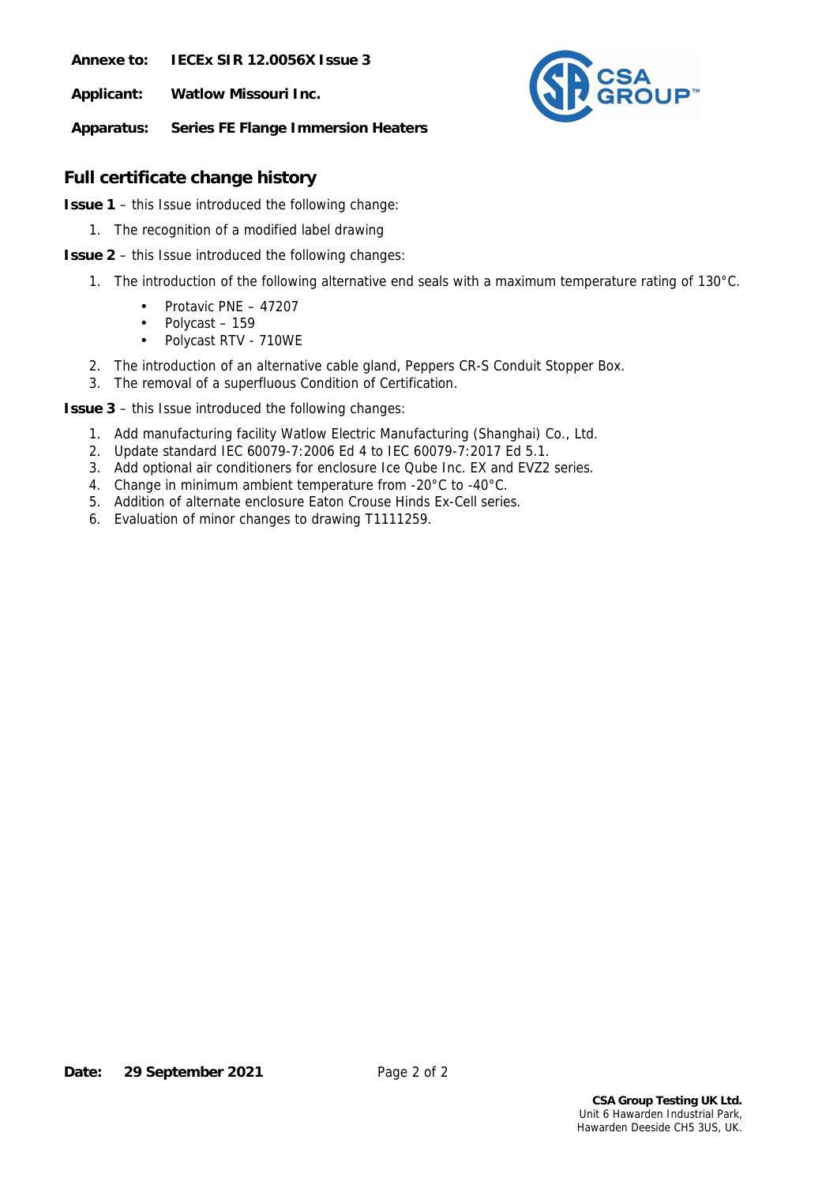**Annexe to:** **IECEx SIR 12.0056X Issue 3**

**Applicant:** **Watlow Missouri Inc.**

**Apparatus:** **Series FE Flange Immersion Heaters**

## Full certificate change history

**Issue 1** – this Issue introduced the following change:

1. The recognition of a modified label drawing

**Issue 2** – this Issue introduced the following changes:

1. The introduction of the following alternative end seals with a maximum temperature rating of 130°C.
   - Protavic PNE – 47207
   - Polycast – 159
   - Polycast RTV - 710WE
2. The introduction of an alternative cable gland, Peppers CR-S Conduit Stopper Box.
3. The removal of a superfluous Condition of Certification.

**Issue 3** – this Issue introduced the following changes:

1. Add manufacturing facility Watlow Electric Manufacturing (Shanghai) Co., Ltd.
2. Update standard IEC 60079-7:2006 Ed 4 to IEC 60079-7:2017 Ed 5.1.
3. Add optional air conditioners for enclosure Ice Qube Inc. EX and EVZ2 series.
4. Change in minimum ambient temperature from -20°C to -40°C.
5. Addition of alternate enclosure Eaton Crouse Hinds Ex-Cell series.
6. Evaluation of minor changes to drawing T1111259.

**Date:** **29 September 2021**

**CSA Group Testing UK Ltd.**
Unit 6 Hawarden Industrial Park,
Hawarden Deeside CH5 3US, UK.